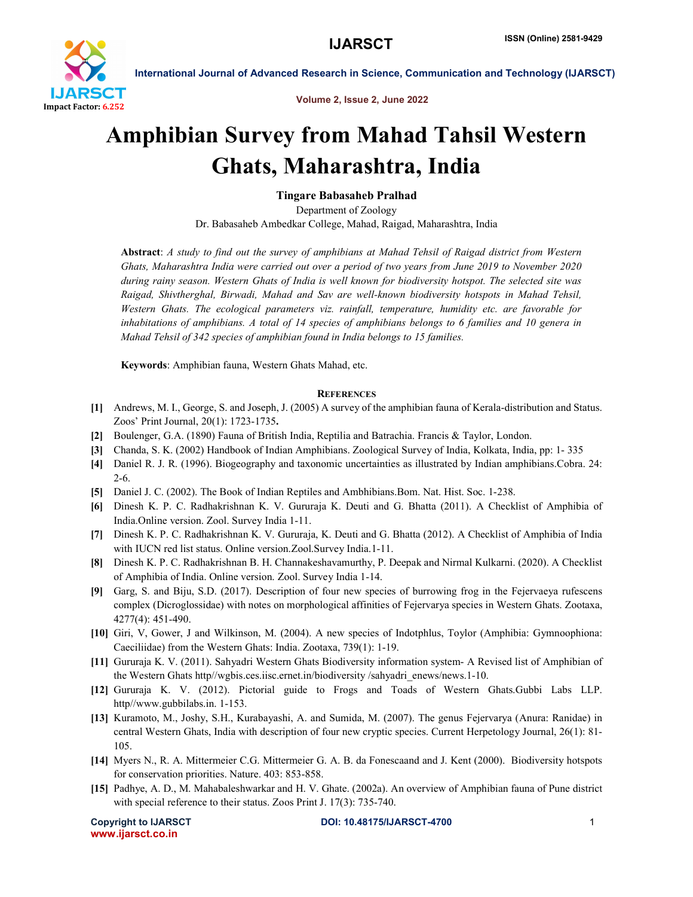# Amphibian Survey from Mahad Tahsil Western Ghats, Maharashtra, India

**Tingare Babasaheb Pralhad**

Department of Zoology

Dr. Babasaheb Ambedkar College, Mahad, Raigad, Maharashtra, India

**Abstract**: *A study to find out the survey of amphibians at Mahad Tehsil of Raigad district from Western Ghats, Maharashtra India were carried out over a period of two years from June 2019 to November 2020 during rainy season. Western Ghats of India is well known for biodiversity hotspot. The selected site was Raigad, Shivtherghal, Birwadi, Mahad and Sav are well-known biodiversity hotspots in Mahad Tehsil, Western Ghats. The ecological parameters viz. rainfall, temperature, humidity etc. are favorable for inhabitations of amphibians. A total of 14 species of amphibians belongs to 6 families and 10 genera in Mahad Tehsil of 342 species of amphibian found in India belongs to 15 families.*

**Keywords**: Amphibian fauna, Western Ghats Mahad, etc.

## References

- [1] Andrews, M. I., George, S. and Joseph, J. (2005) A survey of the amphibian fauna of Kerala-distribution and Status. Zoos' Print Journal, 20(1): 1723-1735.
- [2] Boulenger, G.A. (1890) Fauna of British India, Reptilia and Batrachia. Francis & Taylor, London.
- [3] Chanda, S. K. (2002) Handbook of Indian Amphibians. Zoological Survey of India, Kolkata, India, pp: 1- 335
- [4] Daniel R. J. R. (1996). Biogeography and taxonomic uncertainties as illustrated by Indian amphibians.Cobra. 24: 2-6.
- [5] Daniel J. C. (2002). The Book of Indian Reptiles and Ambhibians.Bom. Nat. Hist. Soc. 1-238.
- [6] Dinesh K. P. C. Radhakrishnan K. V. Gururaja K. Deuti and G. Bhatta (2011). A Checklist of Amphibia of India.Online version. Zool. Survey India 1-11.
- [7] Dinesh K. P. C. Radhakrishnan K. V. Gururaja, K. Deuti and G. Bhatta (2012). A Checklist of Amphibia of India with IUCN red list status. Online version.Zool.Survey India.1-11.
- [8] Dinesh K. P. C. Radhakrishnan B. H. Channakeshavamurthy, P. Deepak and Nirmal Kulkarni. (2020). A Checklist of Amphibia of India. Online version. Zool. Survey India 1-14.
- [9] Garg, S. and Biju, S.D. (2017). Description of four new species of burrowing frog in the Fejervaeya rufescens complex (Dicroglossidae) with notes on morphological affinities of Fejervarya species in Western Ghats. Zootaxa, 4277(4): 451-490.
- [10] Giri, V, Gower, J and Wilkinson, M. (2004). A new species of Indotphlus, Toylor (Amphibia: Gymnoophiona: Caeciliidae) from the Western Ghats: India. Zootaxa, 739(1): 1-19.
- [11] Gururaja K. V. (2011). Sahyadri Western Ghats Biodiversity information system- A Revised list of Amphibian of the Western Ghats http//wgbis.ces.iisc.ernet.in/biodiversity /sahyadri_enews/news.1-10.
- [12] Gururaja K. V. (2012). Pictorial guide to Frogs and Toads of Western Ghats.Gubbi Labs LLP. http//www.gubbilabs.in. 1-153.
- [13] Kuramoto, M., Joshy, S.H., Kurabayashi, A. and Sumida, M. (2007). The genus Fejervarya (Anura: Ranidae) in central Western Ghats, India with description of four new cryptic species. Current Herpetology Journal, 26(1): 81-105.
- [14] Myers N., R. A. Mittermeier C.G. Mittermeier G. A. B. da Fonescaand and J. Kent (2000). Biodiversity hotspots for conservation priorities. Nature. 403: 853-858.
- [15] Padhye, A. D., M. Mahabaleshwarkar and H. V. Ghate. (2002a). An overview of Amphibian fauna of Pune district with special reference to their status. Zoos Print J. 17(3): 735-740.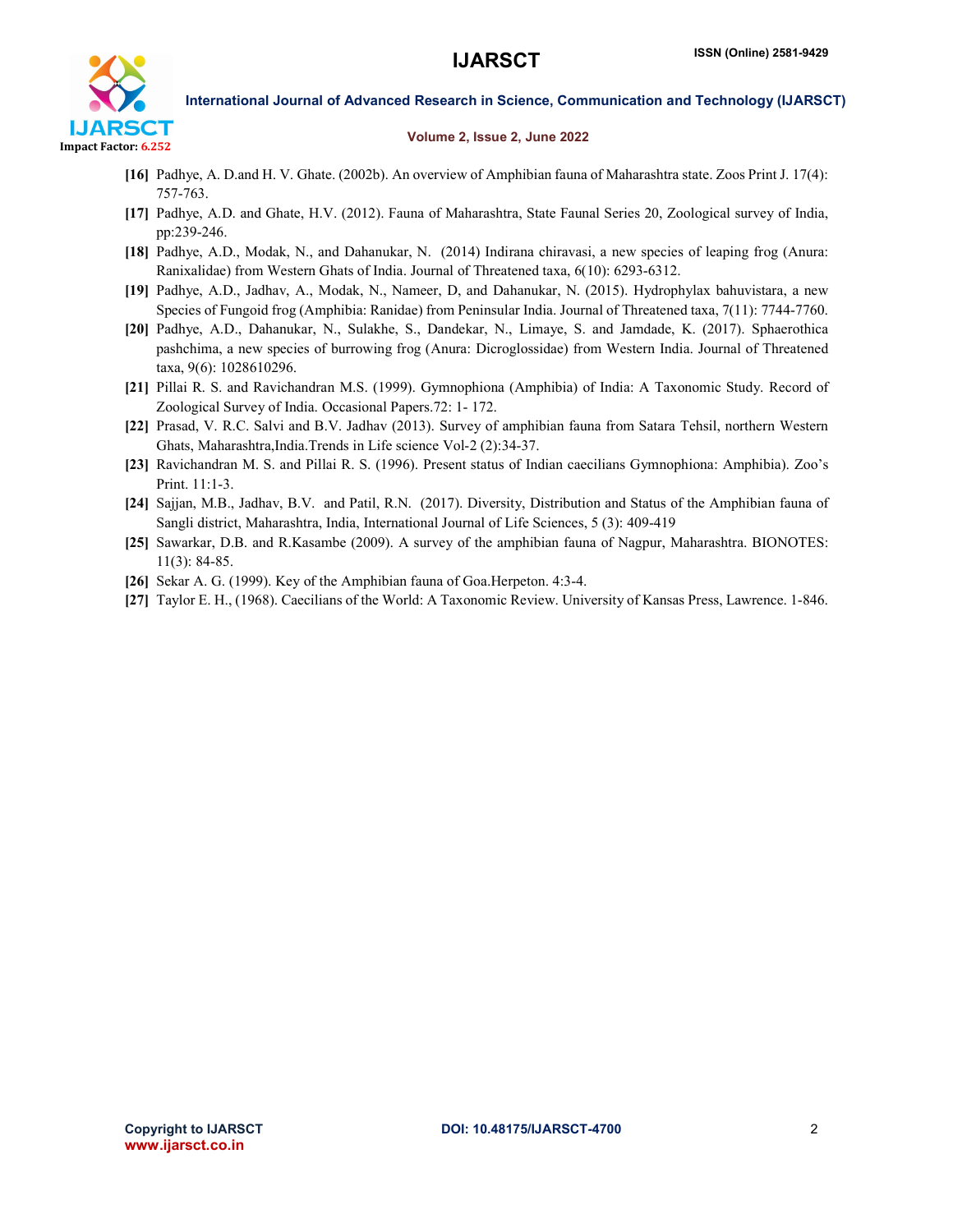[16] Padhye, A. D.and H. V. Ghate. (2002b). An overview of Amphibian fauna of Maharashtra state. Zoos Print J. 17(4): 757-763.

[17] Padhye, A.D. and Ghate, H.V. (2012). Fauna of Maharashtra, State Faunal Series 20, Zoological survey of India, pp:239-246.

[18] Padhye, A.D., Modak, N., and Dahanukar, N. (2014) Indirana chiravasi, a new species of leaping frog (Anura: Ranixalidae) from Western Ghats of India. Journal of Threatened taxa, 6(10): 6293-6312.

[19] Padhye, A.D., Jadhav, A., Modak, N., Nameer, D, and Dahanukar, N. (2015). Hydrophylax bahuvistara, a new Species of Fungoid frog (Amphibia: Ranidae) from Peninsular India. Journal of Threatened taxa, 7(11): 7744-7760.

[20] Padhye, A.D., Dahanukar, N., Sulakhe, S., Dandekar, N., Limaye, S. and Jamdade, K. (2017). Sphaerothica pashchima, a new species of burrowing frog (Anura: Dicroglossidae) from Western India. Journal of Threatened taxa, 9(6): 1028610296.

[21] Pillai R. S. and Ravichandran M.S. (1999). Gymnophiona (Amphibia) of India: A Taxonomic Study. Record of Zoological Survey of India. Occasional Papers.72: 1- 172.

[22] Prasad, V. R.C. Salvi and B.V. Jadhav (2013). Survey of amphibian fauna from Satara Tehsil, northern Western Ghats, Maharashtra,India.Trends in Life science Vol-2 (2):34-37.

[23] Ravichandran M. S. and Pillai R. S. (1996). Present status of Indian caecilians Gymnophiona: Amphibia). Zoo's Print. 11:1-3.

[24] Sajjan, M.B., Jadhav, B.V. and Patil, R.N. (2017). Diversity, Distribution and Status of the Amphibian fauna of Sangli district, Maharashtra, India, International Journal of Life Sciences, 5 (3): 409-419

[25] Sawarkar, D.B. and R.Kasambe (2009). A survey of the amphibian fauna of Nagpur, Maharashtra. BIONOTES: 11(3): 84-85.

[26] Sekar A. G. (1999). Key of the Amphibian fauna of Goa.Herpeton. 4:3-4.

[27] Taylor E. H., (1968). Caecilians of the World: A Taxonomic Review. University of Kansas Press, Lawrence. 1-846.